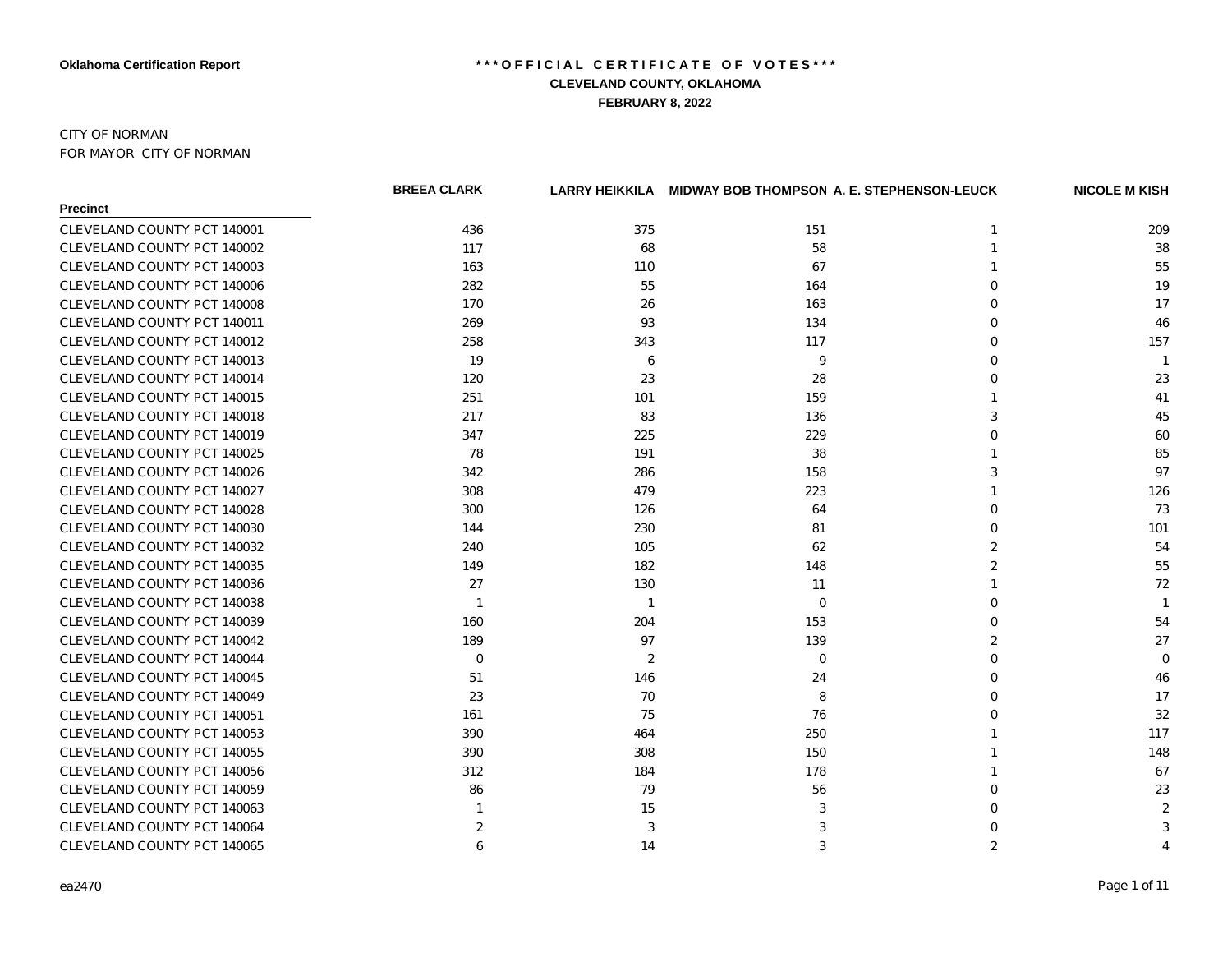Oklahoma Certification Report

# \*\*\*OFFICIAL CERTIFICATE OF VOTES\*\*\*

## CLEVELAND COUNTY, OKLAHOMA

### FEBRUARY 8, 2022

CITY OF NORMAN
FOR MAYOR CITY OF NORMAN

| Precinct | BREEA CLARK | LARRY HEIKKILA | MIDWAY BOB THOMPSON | A. E. STEPHENSON-LEUCK | NICOLE M KISH |
|---|---|---|---|---|---|
| CLEVELAND COUNTY PCT 140001 | 436 | 375 | 151 | 1 | 209 |
| CLEVELAND COUNTY PCT 140002 | 117 | 68 | 58 | 1 | 38 |
| CLEVELAND COUNTY PCT 140003 | 163 | 110 | 67 | 1 | 55 |
| CLEVELAND COUNTY PCT 140006 | 282 | 55 | 164 | 0 | 19 |
| CLEVELAND COUNTY PCT 140008 | 170 | 26 | 163 | 0 | 17 |
| CLEVELAND COUNTY PCT 140011 | 269 | 93 | 134 | 0 | 46 |
| CLEVELAND COUNTY PCT 140012 | 258 | 343 | 117 | 0 | 157 |
| CLEVELAND COUNTY PCT 140013 | 19 | 6 | 9 | 0 | 1 |
| CLEVELAND COUNTY PCT 140014 | 120 | 23 | 28 | 0 | 23 |
| CLEVELAND COUNTY PCT 140015 | 251 | 101 | 159 | 1 | 41 |
| CLEVELAND COUNTY PCT 140018 | 217 | 83 | 136 | 3 | 45 |
| CLEVELAND COUNTY PCT 140019 | 347 | 225 | 229 | 0 | 60 |
| CLEVELAND COUNTY PCT 140025 | 78 | 191 | 38 | 1 | 85 |
| CLEVELAND COUNTY PCT 140026 | 342 | 286 | 158 | 3 | 97 |
| CLEVELAND COUNTY PCT 140027 | 308 | 479 | 223 | 1 | 126 |
| CLEVELAND COUNTY PCT 140028 | 300 | 126 | 64 | 0 | 73 |
| CLEVELAND COUNTY PCT 140030 | 144 | 230 | 81 | 0 | 101 |
| CLEVELAND COUNTY PCT 140032 | 240 | 105 | 62 | 2 | 54 |
| CLEVELAND COUNTY PCT 140035 | 149 | 182 | 148 | 2 | 55 |
| CLEVELAND COUNTY PCT 140036 | 27 | 130 | 11 | 1 | 72 |
| CLEVELAND COUNTY PCT 140038 | 1 | 1 | 0 | 0 | 1 |
| CLEVELAND COUNTY PCT 140039 | 160 | 204 | 153 | 0 | 54 |
| CLEVELAND COUNTY PCT 140042 | 189 | 97 | 139 | 2 | 27 |
| CLEVELAND COUNTY PCT 140044 | 0 | 2 | 0 | 0 | 0 |
| CLEVELAND COUNTY PCT 140045 | 51 | 146 | 24 | 0 | 46 |
| CLEVELAND COUNTY PCT 140049 | 23 | 70 | 8 | 0 | 17 |
| CLEVELAND COUNTY PCT 140051 | 161 | 75 | 76 | 0 | 32 |
| CLEVELAND COUNTY PCT 140053 | 390 | 464 | 250 | 1 | 117 |
| CLEVELAND COUNTY PCT 140055 | 390 | 308 | 150 | 1 | 148 |
| CLEVELAND COUNTY PCT 140056 | 312 | 184 | 178 | 1 | 67 |
| CLEVELAND COUNTY PCT 140059 | 86 | 79 | 56 | 0 | 23 |
| CLEVELAND COUNTY PCT 140063 | 1 | 15 | 3 | 0 | 2 |
| CLEVELAND COUNTY PCT 140064 | 2 | 3 | 3 | 0 | 3 |
| CLEVELAND COUNTY PCT 140065 | 6 | 14 | 3 | 2 | 4 |

ea2470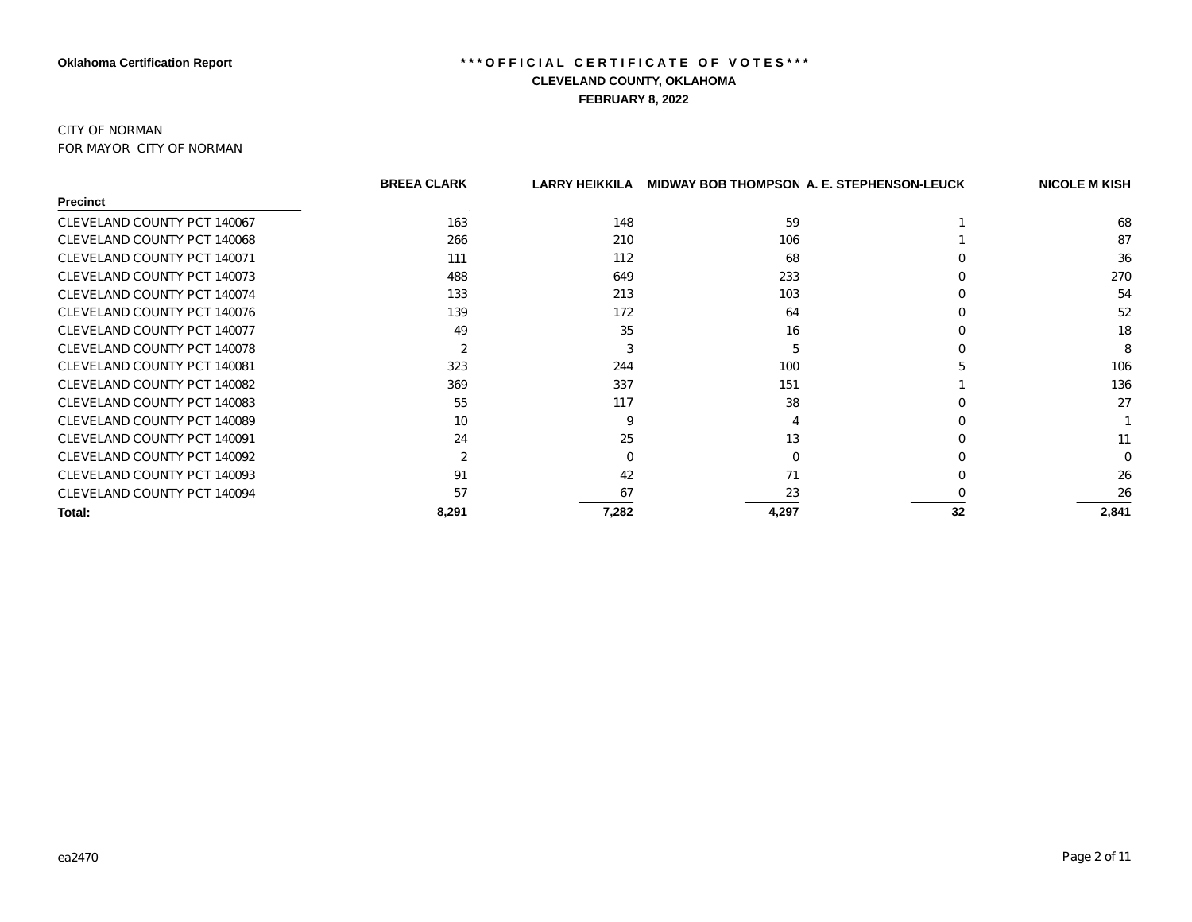Oklahoma Certification Report

**\*\*\*OFFICIAL CERTIFICATE OF VOTES\*\*\***

**CLEVELAND COUNTY, OKLAHOMA**

**FEBRUARY 8, 2022**

CITY OF NORMAN

FOR MAYOR CITY OF NORMAN

| Precinct | BREEA CLARK | LARRY HEIKKILA | MIDWAY BOB THOMPSON | A. E. STEPHENSON-LEUCK | NICOLE M KISH |
|---|---|---|---|---|---|
| CLEVELAND COUNTY PCT 140067 | 163 | 148 | 59 | 1 | 68 |
| CLEVELAND COUNTY PCT 140068 | 266 | 210 | 106 | 1 | 87 |
| CLEVELAND COUNTY PCT 140071 | 111 | 112 | 68 | 0 | 36 |
| CLEVELAND COUNTY PCT 140073 | 488 | 649 | 233 | 0 | 270 |
| CLEVELAND COUNTY PCT 140074 | 133 | 213 | 103 | 0 | 54 |
| CLEVELAND COUNTY PCT 140076 | 139 | 172 | 64 | 0 | 52 |
| CLEVELAND COUNTY PCT 140077 | 49 | 35 | 16 | 0 | 18 |
| CLEVELAND COUNTY PCT 140078 | 2 | 3 | 5 | 0 | 8 |
| CLEVELAND COUNTY PCT 140081 | 323 | 244 | 100 | 5 | 106 |
| CLEVELAND COUNTY PCT 140082 | 369 | 337 | 151 | 1 | 136 |
| CLEVELAND COUNTY PCT 140083 | 55 | 117 | 38 | 0 | 27 |
| CLEVELAND COUNTY PCT 140089 | 10 | 9 | 4 | 0 | 1 |
| CLEVELAND COUNTY PCT 140091 | 24 | 25 | 13 | 0 | 11 |
| CLEVELAND COUNTY PCT 140092 | 2 | 0 | 0 | 0 | 0 |
| CLEVELAND COUNTY PCT 140093 | 91 | 42 | 71 | 0 | 26 |
| CLEVELAND COUNTY PCT 140094 | 57 | 67 | 23 | 0 | 26 |
| **Total:** | **8,291** | **7,282** | **4,297** | **32** | **2,841** |

ea2470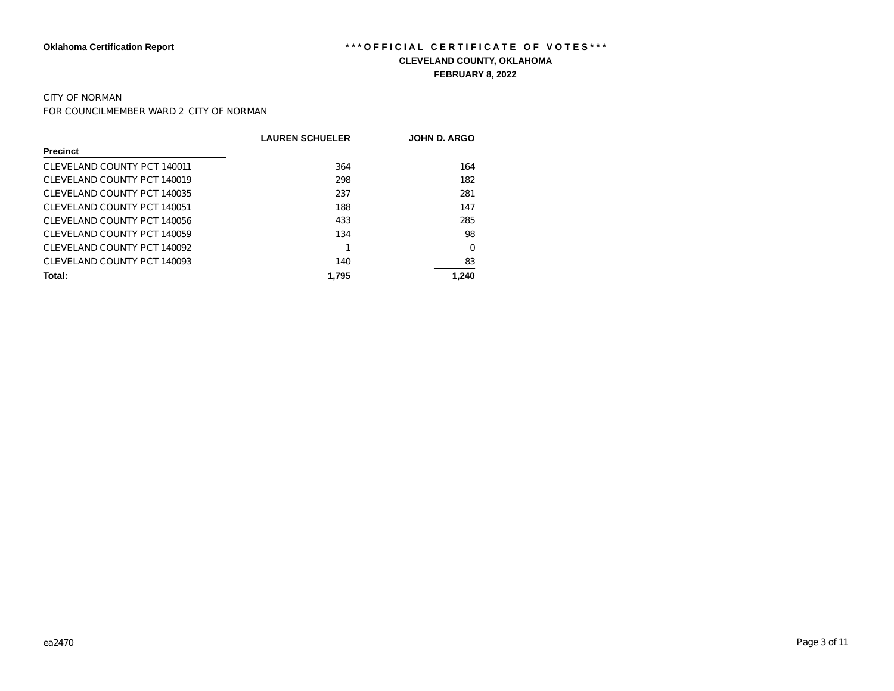**Oklahoma Certification Report**

**\*\*\*OFFICIAL CERTIFICATE OF VOTES\*\*\***

**CLEVELAND COUNTY, OKLAHOMA**

**FEBRUARY 8, 2022**

CITY OF NORMAN

FOR COUNCILMEMBER WARD 2 CITY OF NORMAN

| Precinct | LAUREN SCHUELER | JOHN D. ARGO |
|---|---|---|
| CLEVELAND COUNTY PCT 140011 | 364 | 164 |
| CLEVELAND COUNTY PCT 140019 | 298 | 182 |
| CLEVELAND COUNTY PCT 140035 | 237 | 281 |
| CLEVELAND COUNTY PCT 140051 | 188 | 147 |
| CLEVELAND COUNTY PCT 140056 | 433 | 285 |
| CLEVELAND COUNTY PCT 140059 | 134 | 98 |
| CLEVELAND COUNTY PCT 140092 | 1 | 0 |
| CLEVELAND COUNTY PCT 140093 | 140 | 83 |
| **Total:** | **1,795** | **1,240** |

ea2470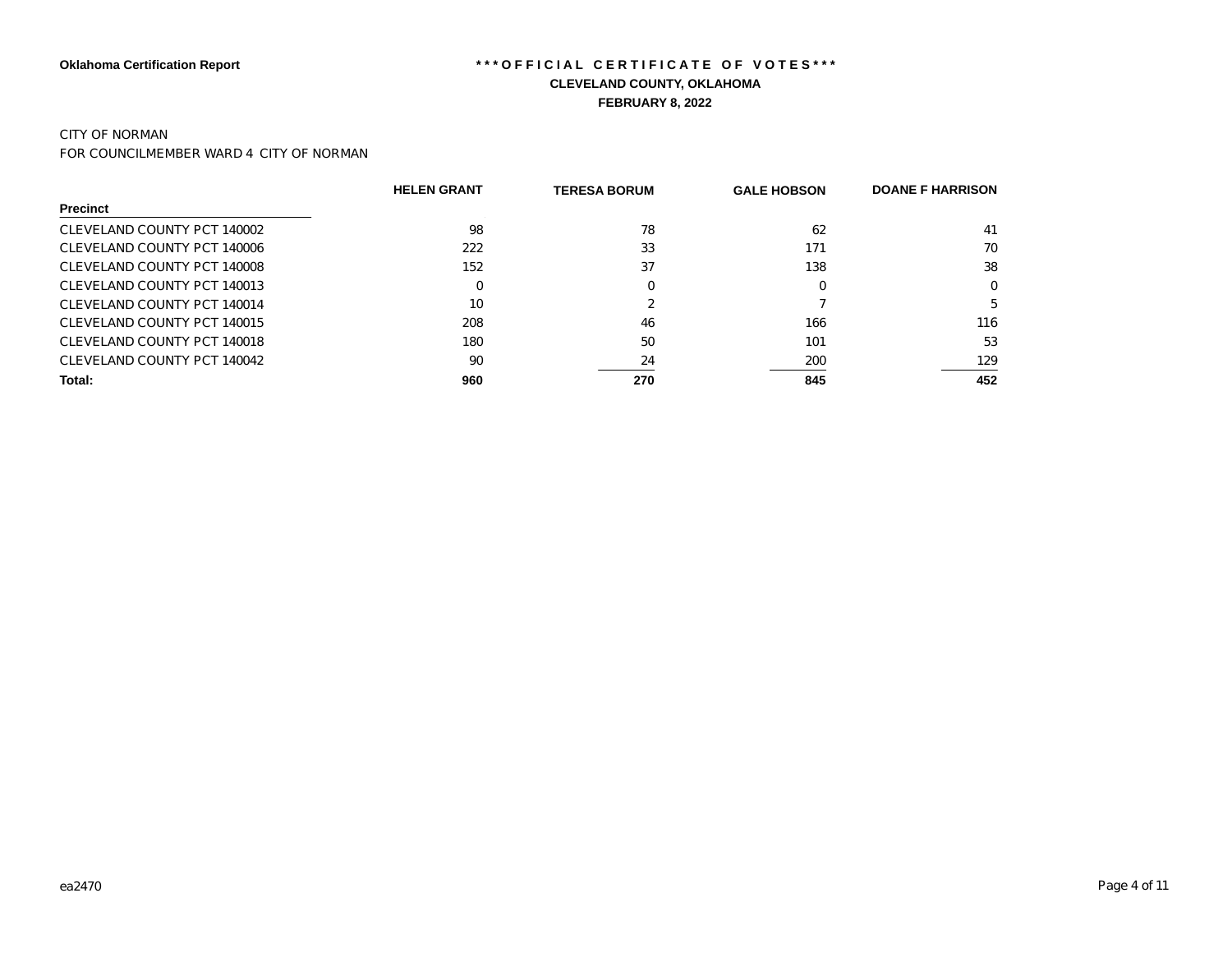**Oklahoma Certification Report**

# \*\*\*OFFICIAL CERTIFICATE OF VOTES\*\*\*

## CLEVELAND COUNTY, OKLAHOMA

## FEBRUARY 8, 2022

CITY OF NORMAN

FOR COUNCILMEMBER WARD 4 CITY OF NORMAN

| Precinct | HELEN GRANT | TERESA BORUM | GALE HOBSON | DOANE F HARRISON |
|---|---|---|---|---|
| CLEVELAND COUNTY PCT 140002 | 98 | 78 | 62 | 41 |
| CLEVELAND COUNTY PCT 140006 | 222 | 33 | 171 | 70 |
| CLEVELAND COUNTY PCT 140008 | 152 | 37 | 138 | 38 |
| CLEVELAND COUNTY PCT 140013 | 0 | 0 | 0 | 0 |
| CLEVELAND COUNTY PCT 140014 | 10 | 2 | 7 | 5 |
| CLEVELAND COUNTY PCT 140015 | 208 | 46 | 166 | 116 |
| CLEVELAND COUNTY PCT 140018 | 180 | 50 | 101 | 53 |
| CLEVELAND COUNTY PCT 140042 | 90 | 24 | 200 | 129 |
| **Total:** | **960** | **270** | **845** | **452** |

ea2470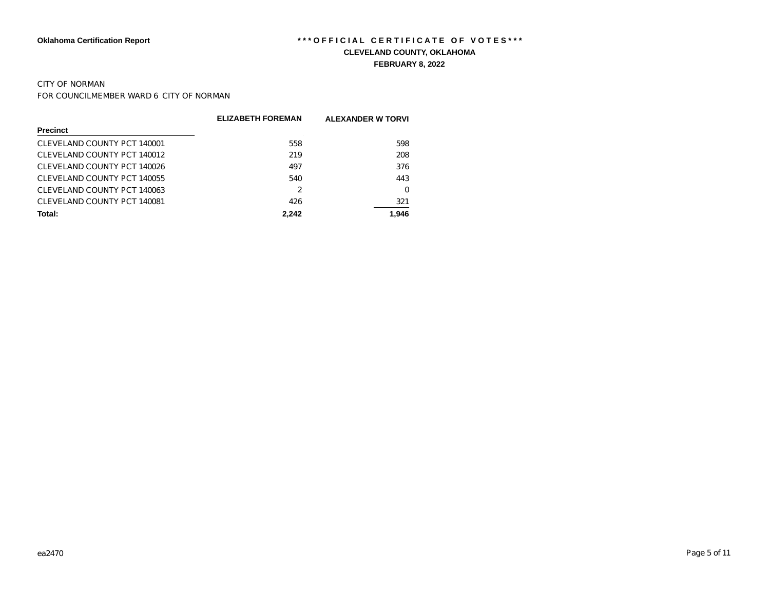**Oklahoma Certification Report**

**\*\*\*OFFICIAL CERTIFICATE OF VOTES\*\*\***

**CLEVELAND COUNTY, OKLAHOMA**

**FEBRUARY 8, 2022**

CITY OF NORMAN

FOR COUNCILMEMBER WARD 6 CITY OF NORMAN

| Precinct | ELIZABETH FOREMAN | ALEXANDER W TORVI |
|---|---|---|
| CLEVELAND COUNTY PCT 140001 | 558 | 598 |
| CLEVELAND COUNTY PCT 140012 | 219 | 208 |
| CLEVELAND COUNTY PCT 140026 | 497 | 376 |
| CLEVELAND COUNTY PCT 140055 | 540 | 443 |
| CLEVELAND COUNTY PCT 140063 | 2 | 0 |
| CLEVELAND COUNTY PCT 140081 | 426 | 321 |
| **Total:** | **2,242** | **1,946** |

ea2470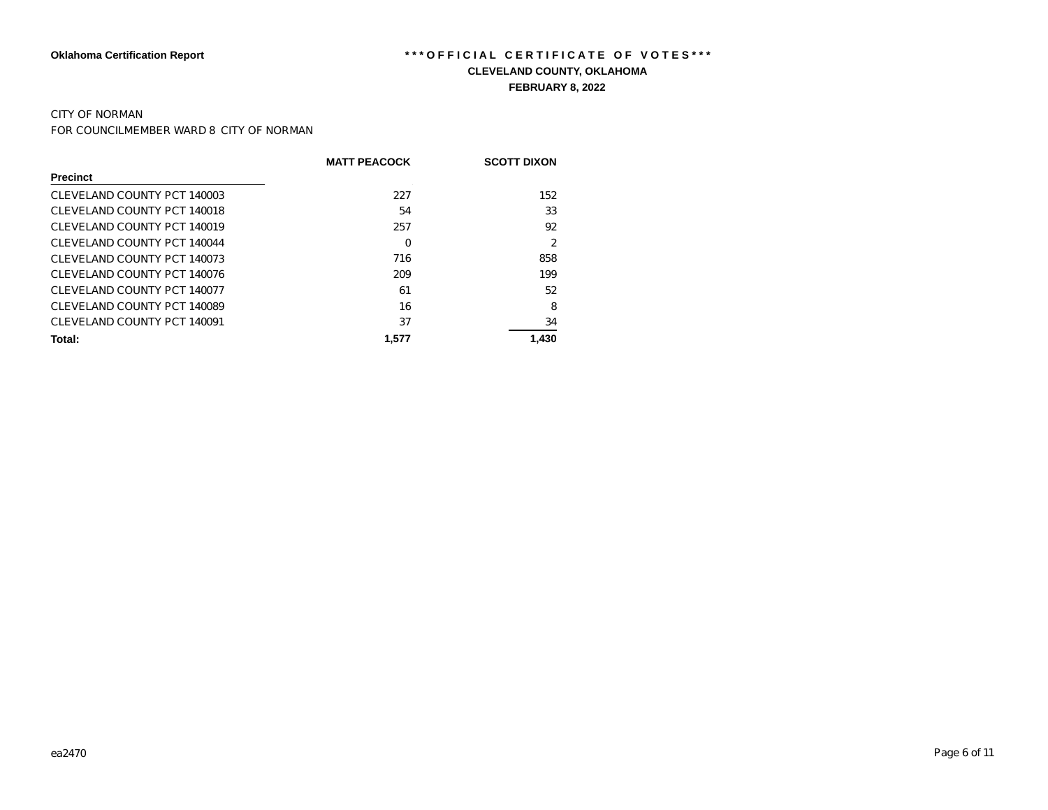Oklahoma Certification Report

**\*\*\*OFFICIAL CERTIFICATE OF VOTES\*\*\***

**CLEVELAND COUNTY, OKLAHOMA**

**FEBRUARY 8, 2022**

CITY OF NORMAN

FOR COUNCILMEMBER WARD 8 CITY OF NORMAN

| Precinct | MATT PEACOCK | SCOTT DIXON |
|---|---|---|
| CLEVELAND COUNTY PCT 140003 | 227 | 152 |
| CLEVELAND COUNTY PCT 140018 | 54 | 33 |
| CLEVELAND COUNTY PCT 140019 | 257 | 92 |
| CLEVELAND COUNTY PCT 140044 | 0 | 2 |
| CLEVELAND COUNTY PCT 140073 | 716 | 858 |
| CLEVELAND COUNTY PCT 140076 | 209 | 199 |
| CLEVELAND COUNTY PCT 140077 | 61 | 52 |
| CLEVELAND COUNTY PCT 140089 | 16 | 8 |
| CLEVELAND COUNTY PCT 140091 | 37 | 34 |
| **Total:** | **1,577** | **1,430** |

ea2470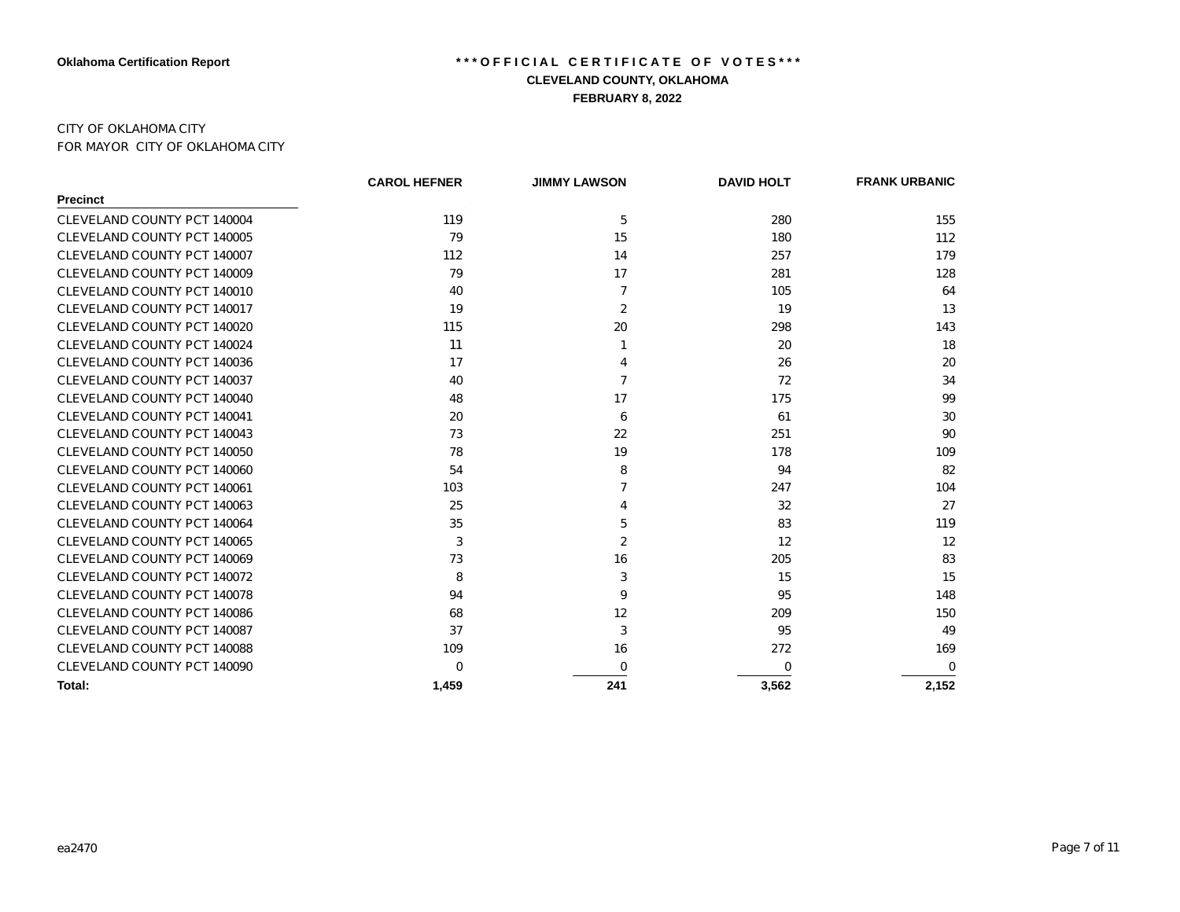**Oklahoma Certification Report**

**\*\*\*OFFICIAL CERTIFICATE OF VOTES\*\*\***

**CLEVELAND COUNTY, OKLAHOMA**

**FEBRUARY 8, 2022**

CITY OF OKLAHOMA CITY
FOR MAYOR CITY OF OKLAHOMA CITY

| Precinct | CAROL HEFNER | JIMMY LAWSON | DAVID HOLT | FRANK URBANIC |
|---|---|---|---|---|
| CLEVELAND COUNTY PCT 140004 | 119 | 5 | 280 | 155 |
| CLEVELAND COUNTY PCT 140005 | 79 | 15 | 180 | 112 |
| CLEVELAND COUNTY PCT 140007 | 112 | 14 | 257 | 179 |
| CLEVELAND COUNTY PCT 140009 | 79 | 17 | 281 | 128 |
| CLEVELAND COUNTY PCT 140010 | 40 | 7 | 105 | 64 |
| CLEVELAND COUNTY PCT 140017 | 19 | 2 | 19 | 13 |
| CLEVELAND COUNTY PCT 140020 | 115 | 20 | 298 | 143 |
| CLEVELAND COUNTY PCT 140024 | 11 | 1 | 20 | 18 |
| CLEVELAND COUNTY PCT 140036 | 17 | 4 | 26 | 20 |
| CLEVELAND COUNTY PCT 140037 | 40 | 7 | 72 | 34 |
| CLEVELAND COUNTY PCT 140040 | 48 | 17 | 175 | 99 |
| CLEVELAND COUNTY PCT 140041 | 20 | 6 | 61 | 30 |
| CLEVELAND COUNTY PCT 140043 | 73 | 22 | 251 | 90 |
| CLEVELAND COUNTY PCT 140050 | 78 | 19 | 178 | 109 |
| CLEVELAND COUNTY PCT 140060 | 54 | 8 | 94 | 82 |
| CLEVELAND COUNTY PCT 140061 | 103 | 7 | 247 | 104 |
| CLEVELAND COUNTY PCT 140063 | 25 | 4 | 32 | 27 |
| CLEVELAND COUNTY PCT 140064 | 35 | 5 | 83 | 119 |
| CLEVELAND COUNTY PCT 140065 | 3 | 2 | 12 | 12 |
| CLEVELAND COUNTY PCT 140069 | 73 | 16 | 205 | 83 |
| CLEVELAND COUNTY PCT 140072 | 8 | 3 | 15 | 15 |
| CLEVELAND COUNTY PCT 140078 | 94 | 9 | 95 | 148 |
| CLEVELAND COUNTY PCT 140086 | 68 | 12 | 209 | 150 |
| CLEVELAND COUNTY PCT 140087 | 37 | 3 | 95 | 49 |
| CLEVELAND COUNTY PCT 140088 | 109 | 16 | 272 | 169 |
| CLEVELAND COUNTY PCT 140090 | 0 | 0 | 0 | 0 |
| **Total:** | **1,459** | **241** | **3,562** | **2,152** |

ea2470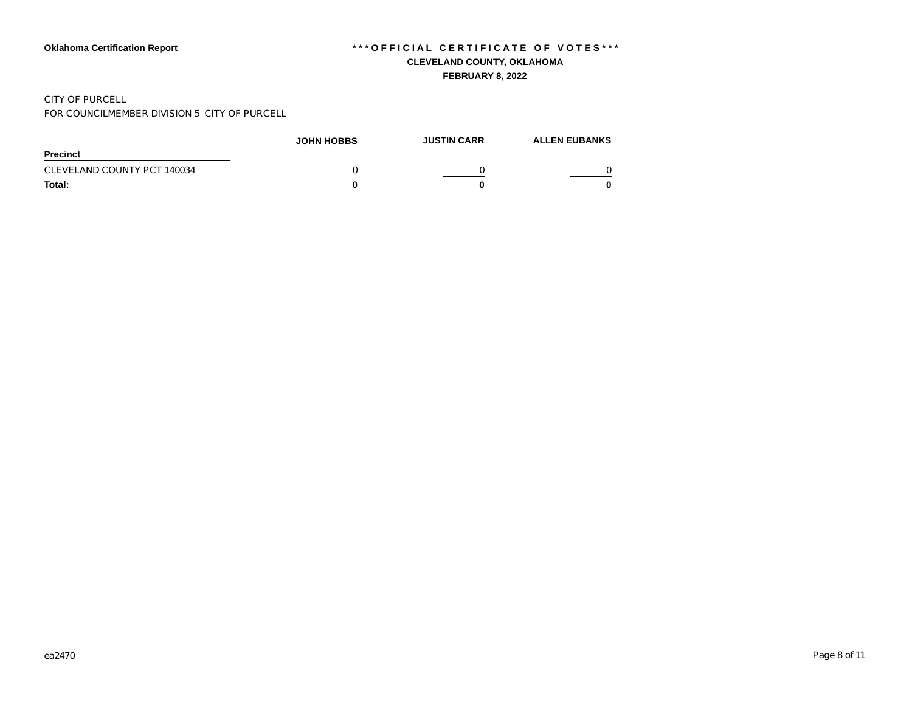**Oklahoma Certification Report**

**\*\*\*OFFICIAL CERTIFICATE OF VOTES\*\*\***

**CLEVELAND COUNTY, OKLAHOMA**

**FEBRUARY 8, 2022**

CITY OF PURCELL

FOR COUNCILMEMBER DIVISION 5 CITY OF PURCELL

| Precinct | JOHN HOBBS | JUSTIN CARR | ALLEN EUBANKS |
|---|---|---|---|
| CLEVELAND COUNTY PCT 140034 | 0 | 0 | 0 |
| **Total:** | **0** | **0** | **0** |

ea2470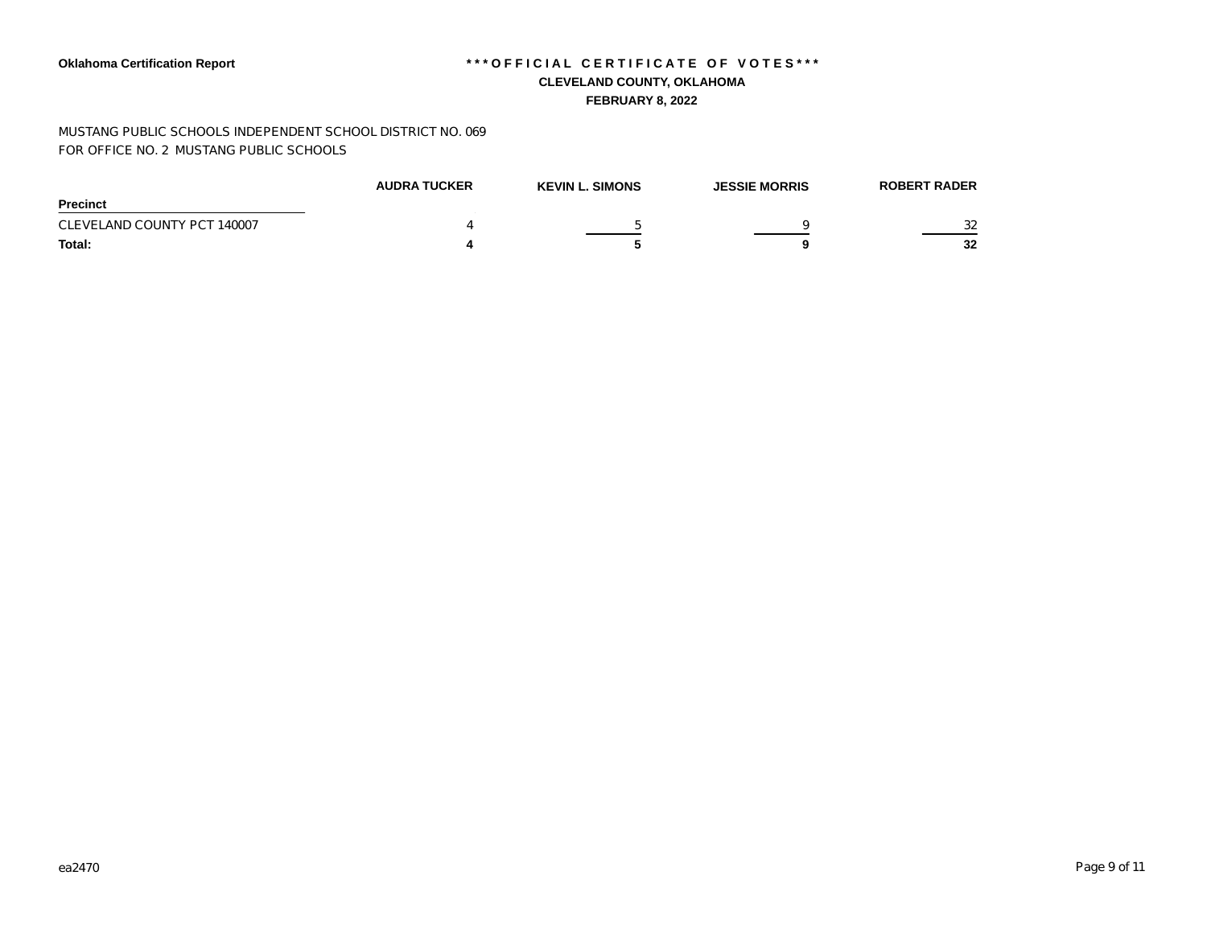**Oklahoma Certification Report**

# \*\*\*OFFICIAL CERTIFICATE OF VOTES\*\*\*

## CLEVELAND COUNTY, OKLAHOMA

## FEBRUARY 8, 2022

MUSTANG PUBLIC SCHOOLS INDEPENDENT SCHOOL DISTRICT NO. 069
FOR OFFICE NO. 2 MUSTANG PUBLIC SCHOOLS

| Precinct | AUDRA TUCKER | KEVIN L. SIMONS | JESSIE MORRIS | ROBERT RADER |
|---|---|---|---|---|
| CLEVELAND COUNTY PCT 140007 | 4 | 5 | 9 | 32 |
| **Total:** | **4** | **5** | **9** | **32** |

ea2470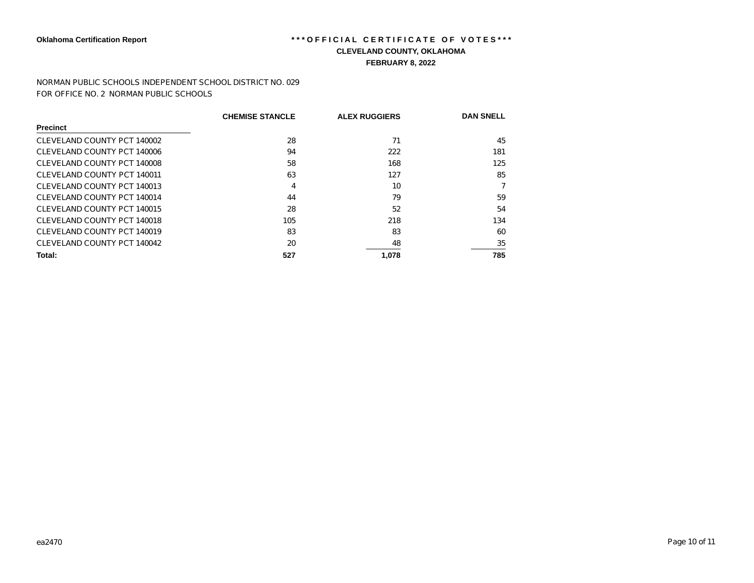**Oklahoma Certification Report**

**\*\*\*OFFICIAL CERTIFICATE OF VOTES\*\*\***

**CLEVELAND COUNTY, OKLAHOMA**

**FEBRUARY 8, 2022**

NORMAN PUBLIC SCHOOLS INDEPENDENT SCHOOL DISTRICT NO. 029
FOR OFFICE NO. 2 NORMAN PUBLIC SCHOOLS

| Precinct | CHEMISE STANCLE | ALEX RUGGIERS | DAN SNELL |
|---|---|---|---|
| CLEVELAND COUNTY PCT 140002 | 28 | 71 | 45 |
| CLEVELAND COUNTY PCT 140006 | 94 | 222 | 181 |
| CLEVELAND COUNTY PCT 140008 | 58 | 168 | 125 |
| CLEVELAND COUNTY PCT 140011 | 63 | 127 | 85 |
| CLEVELAND COUNTY PCT 140013 | 4 | 10 | 7 |
| CLEVELAND COUNTY PCT 140014 | 44 | 79 | 59 |
| CLEVELAND COUNTY PCT 140015 | 28 | 52 | 54 |
| CLEVELAND COUNTY PCT 140018 | 105 | 218 | 134 |
| CLEVELAND COUNTY PCT 140019 | 83 | 83 | 60 |
| CLEVELAND COUNTY PCT 140042 | 20 | 48 | 35 |
| **Total:** | **527** | **1,078** | **785** |

ea2470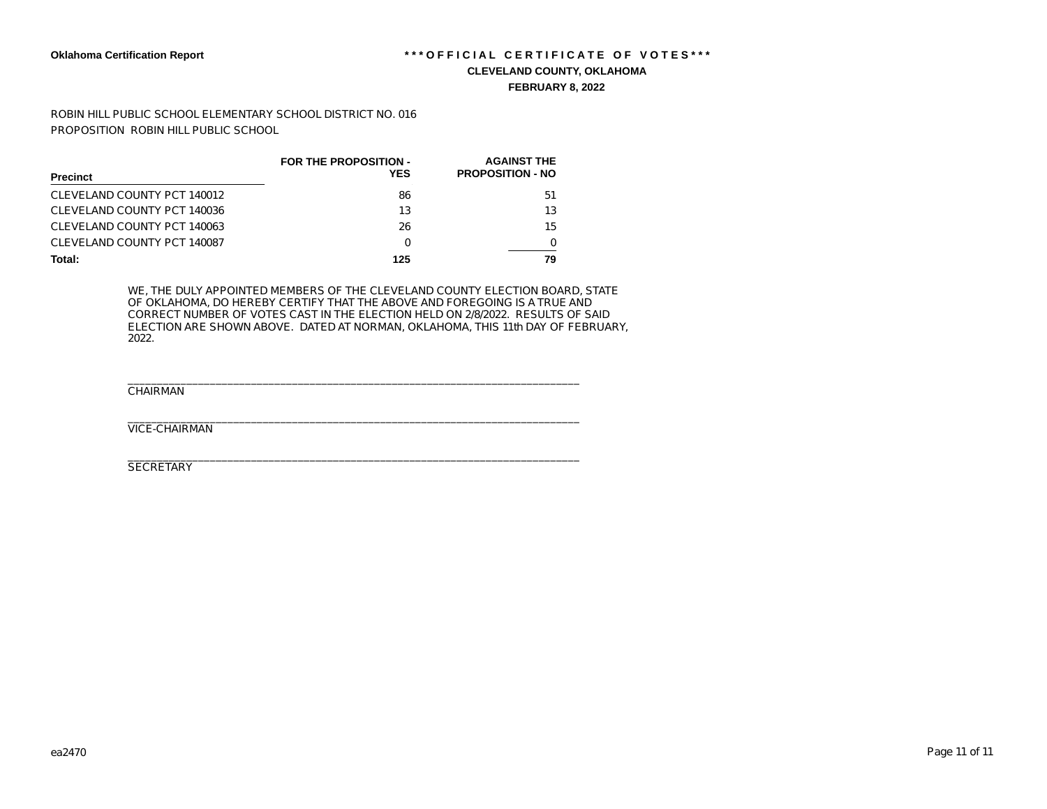Oklahoma Certification Report

**\*\*\*OFFICIAL CERTIFICATE OF VOTES\*\*\***

**CLEVELAND COUNTY, OKLAHOMA**

**FEBRUARY 8, 2022**

ROBIN HILL PUBLIC SCHOOL ELEMENTARY SCHOOL DISTRICT NO. 016

PROPOSITION ROBIN HILL PUBLIC SCHOOL

| Precinct | FOR THE PROPOSITION - YES | AGAINST THE PROPOSITION - NO |
|---|---|---|
| CLEVELAND COUNTY PCT 140012 | 86 | 51 |
| CLEVELAND COUNTY PCT 140036 | 13 | 13 |
| CLEVELAND COUNTY PCT 140063 | 26 | 15 |
| CLEVELAND COUNTY PCT 140087 | 0 | 0 |
| **Total:** | **125** | **79** |

WE, THE DULY APPOINTED MEMBERS OF THE CLEVELAND COUNTY ELECTION BOARD, STATE OF OKLAHOMA, DO HEREBY CERTIFY THAT THE ABOVE AND FOREGOING IS A TRUE AND CORRECT NUMBER OF VOTES CAST IN THE ELECTION HELD ON 2/8/2022. RESULTS OF SAID ELECTION ARE SHOWN ABOVE. DATED AT NORMAN, OKLAHOMA, THIS 11th DAY OF FEBRUARY, 2022.

\_\_\_\_\_\_\_\_\_\_\_\_\_\_\_\_\_\_\_\_\_\_\_\_\_\_\_\_\_\_\_\_\_\_\_\_\_\_\_\_\_\_\_\_

CHAIRMAN

\_\_\_\_\_\_\_\_\_\_\_\_\_\_\_\_\_\_\_\_\_\_\_\_\_\_\_\_\_\_\_\_\_\_\_\_\_\_\_\_\_\_\_\_

VICE-CHAIRMAN

\_\_\_\_\_\_\_\_\_\_\_\_\_\_\_\_\_\_\_\_\_\_\_\_\_\_\_\_\_\_\_\_\_\_\_\_\_\_\_\_\_\_\_\_

SECRETARY

ea2470